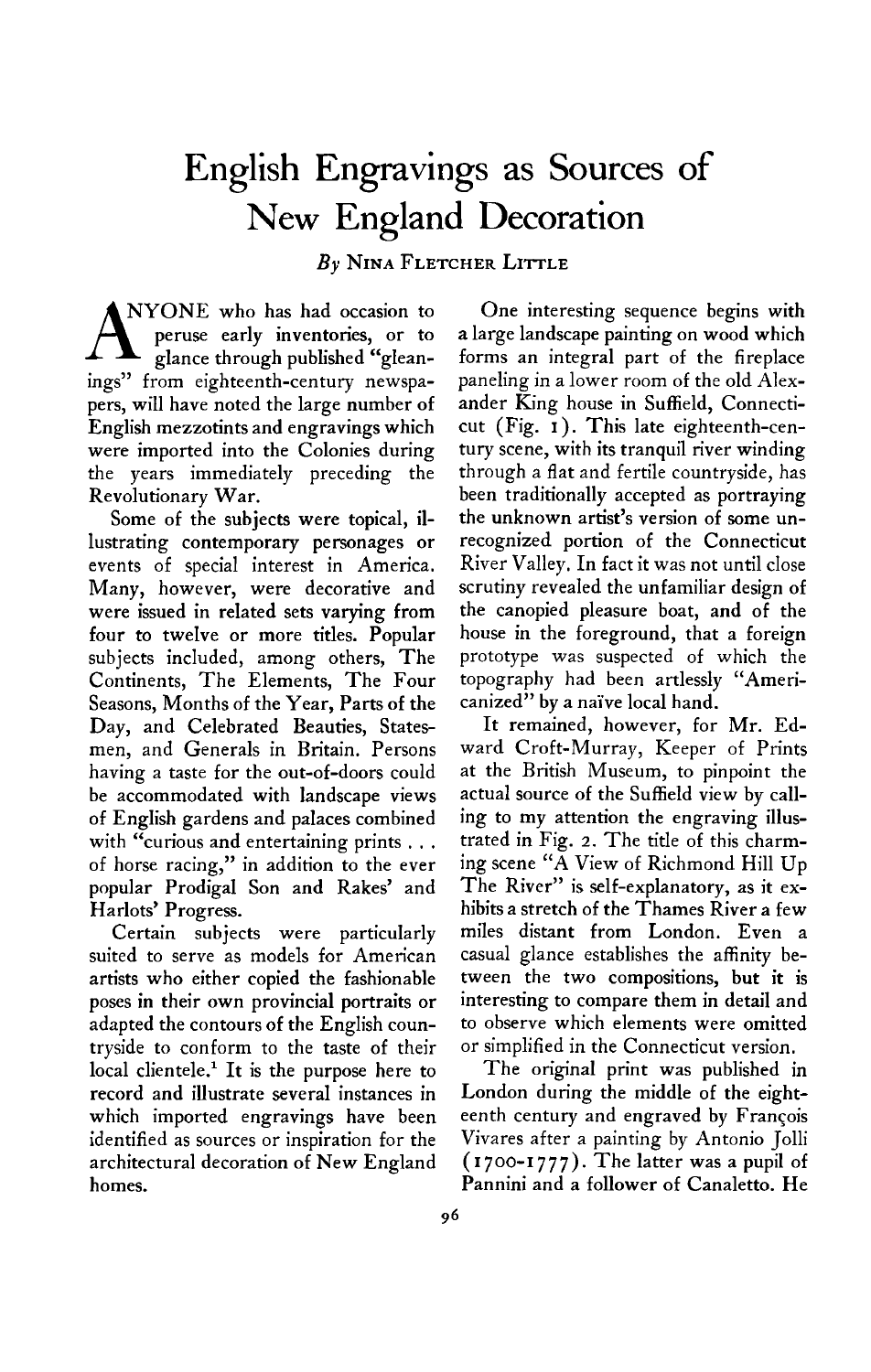# English Engravings as Sources of New England Decoration

*By* Nina Fletcher Little

ANYONE who has had occasion to peruse early inventories, or to glance through published "gleanings" from eighteenth-century newspapers, will have noted the large number of English mezzotints and engravings which were imported into the Colonies during the years immediately preceding the Revolutionary War.

Some of the subjects were topical, illustrating contemporary personages or events of special interest in America. Many, however, were decorative and were issued in related sets varying from four to twelve or more titles. Popular subjects included, among others, The Continents, The Elements, The Four Seasons, Months of the Year, Parts of the Day, and Celebrated Beauties, Statesmen, and Generals in Britain. Persons having a taste for the out-of-doors could be accommodated with landscape views of English gardens and palaces combined with "curious and entertaining prints . . . of horse racing," in addition to the ever popular Prodigal Son and Rakes' and Harlots' Progress.

Certain subjects were particularly suited to serve as models for American artists who either copied the fashionable poses in their own provincial portraits or adapted the contours of the English countryside to conform to the taste of their local clientele.[1] It is the purpose here to record and illustrate several instances in which imported engravings have been identified as sources or inspiration for the architectural decoration of New England homes.

One interesting sequence begins with a large landscape painting on wood which forms an integral part of the fireplace paneling in a lower room of the old Alexander King house in Suffield, Connecticut (Fig. 1). This late eighteenth-century scene, with its tranquil river winding through a flat and fertile countryside, has been traditionally accepted as portraying the unknown artist's version of some unrecognized portion of the Connecticut River Valley. In fact it was not until close scrutiny revealed the unfamiliar design of the canopied pleasure boat, and of the house in the foreground, that a foreign prototype was suspected of which the topography had been artlessly "Americanized" by a naïve local hand.

It remained, however, for Mr. Edward Croft-Murray, Keeper of Prints at the British Museum, to pinpoint the actual source of the Suffield view by calling to my attention the engraving illustrated in Fig. 2. The title of this charming scene "A View of Richmond Hill Up The River" is self-explanatory, as it exhibits a stretch of the Thames River a few miles distant from London. Even a casual glance establishes the affinity between the two compositions, but it is interesting to compare them in detail and to observe which elements were omitted or simplified in the Connecticut version.

The original print was published in London during the middle of the eighteenth century and engraved by François Vivares after a painting by Antonio Jolli (1700-1777). The latter was a pupil of Pannini and a follower of Canaletto. He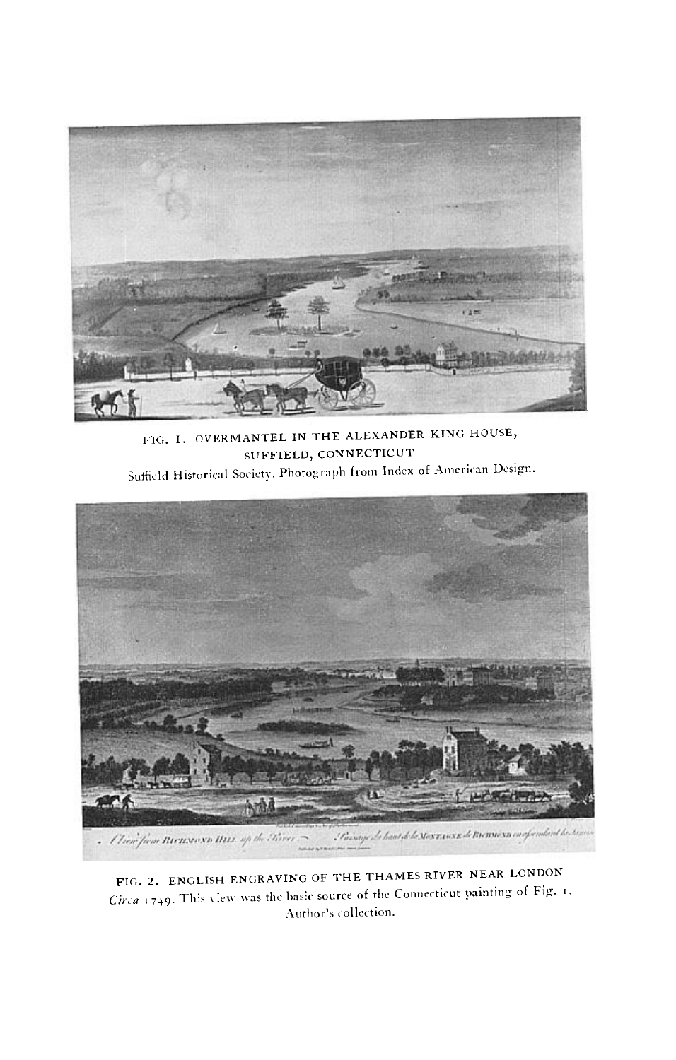FIG. 1. OVERMANTEL IN THE ALEXANDER KING HOUSE, SUFFIELD, CONNECTICUT

Suffield Historical Society. Photograph from Index of American Design.

FIG. 2. ENGLISH ENGRAVING OF THE THAMES RIVER NEAR LONDON

*Circa* 1749. This view was the basic source of the Connecticut painting of Fig. 1. Author's collection.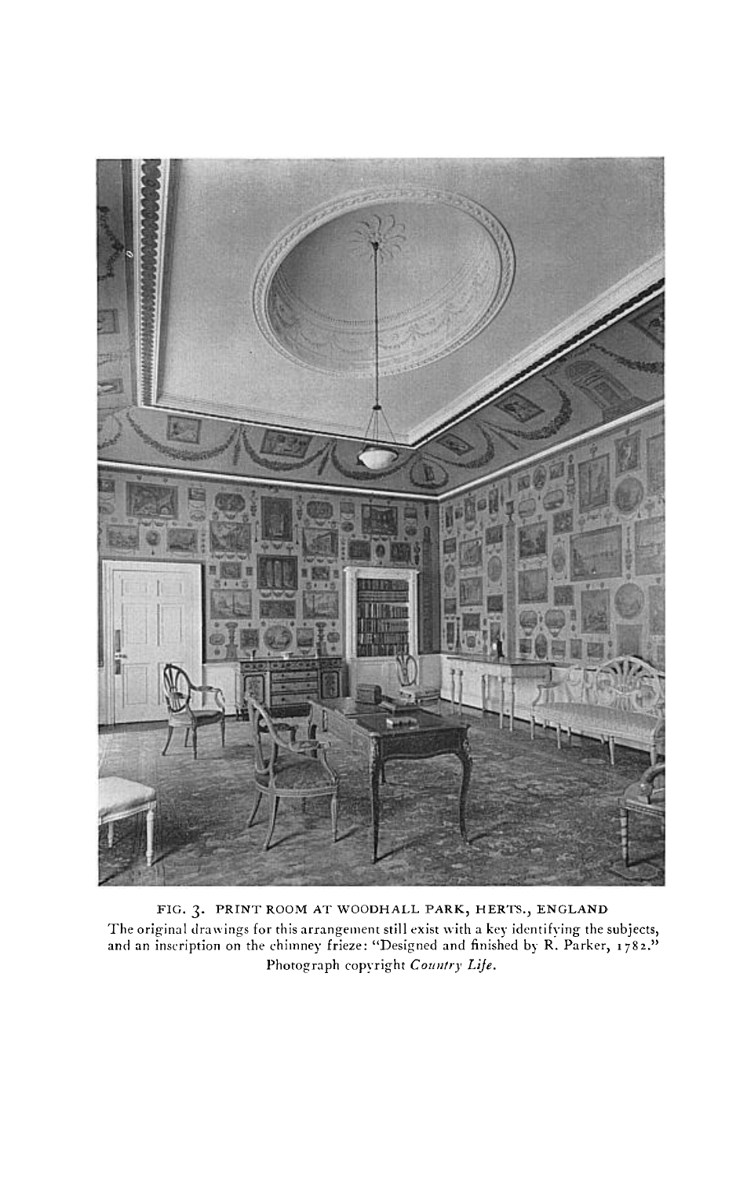FIG. 3. PRINT ROOM AT WOODHALL PARK, HERTS., ENGLAND

The original drawings for this arrangement still exist with a key identifying the subjects, and an inscription on the chimney frieze: "Designed and finished by R. Parker, 1782."

Photograph copyright *Country Life*.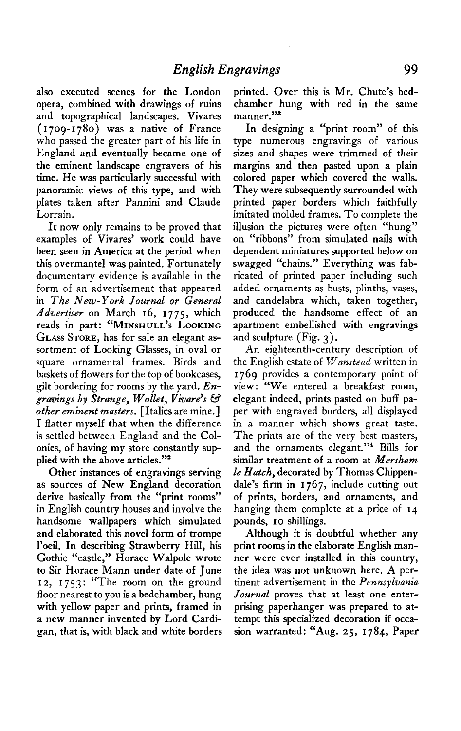also executed scenes for the London opera, combined with drawings of ruins and topographical landscapes. Vivares (1709-1780) was a native of France who passed the greater part of his life in England and eventually became one of the eminent landscape engravers of his time. He was particularly successful with panoramic views of this type, and with plates taken after Pannini and Claude Lorrain.

It now only remains to be proved that examples of Vivares' work could have been seen in America at the period when this overmantel was painted. Fortunately documentary evidence is available in the form of an advertisement that appeared in *The New-York Journal or General Advertiser* on March 16, 1775, which reads in part: "MINSHULL'S LOOKING GLASS STORE, has for sale an elegant assortment of Looking Glasses, in oval or square ornamental frames. Birds and baskets of flowers for the top of bookcases, gilt bordering for rooms by the yard. *Engravings by Strange, Wollet, Vivare's & other eminent masters.* [Italics are mine.] I flatter myself that when the difference is settled between England and the Colonies, of having my store constantly supplied with the above articles."[2]

Other instances of engravings serving as sources of New England decoration derive basically from the "print rooms" in English country houses and involve the handsome wallpapers which simulated and elaborated this novel form of trompe l'oeil. In describing Strawberry Hill, his Gothic "castle," Horace Walpole wrote to Sir Horace Mann under date of June 12, 1753: "The room on the ground floor nearest to you is a bedchamber, hung with yellow paper and prints, framed in a new manner invented by Lord Cardigan, that is, with black and white borders printed. Over this is Mr. Chute's bedchamber hung with red in the same manner."[3]

In designing a "print room" of this type numerous engravings of various sizes and shapes were trimmed of their margins and then pasted upon a plain colored paper which covered the walls. They were subsequently surrounded with printed paper borders which faithfully imitated molded frames. To complete the illusion the pictures were often "hung" on "ribbons" from simulated nails with dependent miniatures supported below on swagged "chains." Everything was fabricated of printed paper including such added ornaments as busts, plinths, vases, and candelabra which, taken together, produced the handsome effect of an apartment embellished with engravings and sculpture (Fig. 3).

An eighteenth-century description of the English estate of *Wanstead* written in 1769 provides a contemporary point of view: "We entered a breakfast room, elegant indeed, prints pasted on buff paper with engraved borders, all displayed in a manner which shows great taste. The prints are of the very best masters, and the ornaments elegant."[4] Bills for similar treatment of a room at *Mersham le Hatch*, decorated by Thomas Chippendale's firm in 1767, include cutting out of prints, borders, and ornaments, and hanging them complete at a price of 14 pounds, 10 shillings.

Although it is doubtful whether any print rooms in the elaborate English manner were ever installed in this country, the idea was not unknown here. A pertinent advertisement in the *Pennsylvania Journal* proves that at least one enterprising paperhanger was prepared to attempt this specialized decoration if occasion warranted: "Aug. 25, 1784, Paper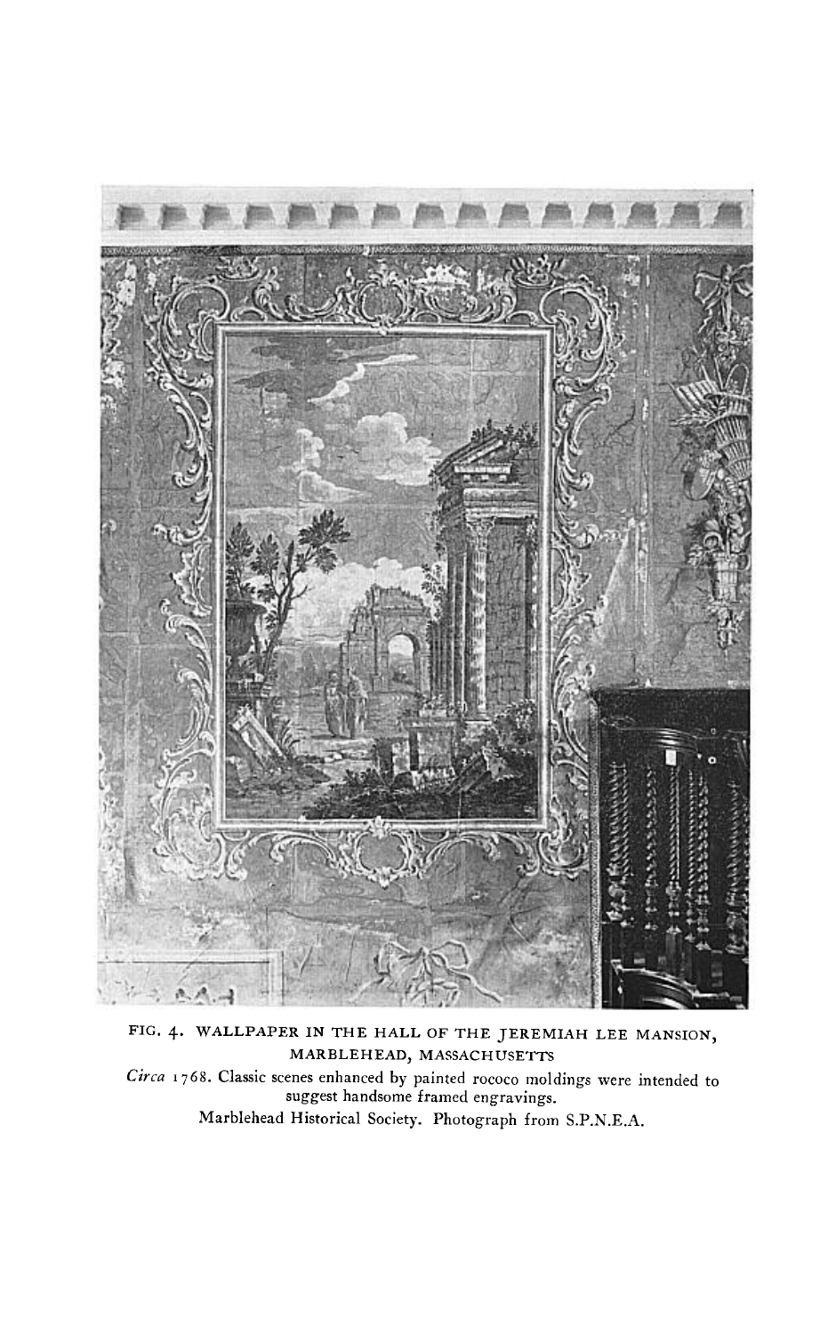FIG. 4. WALLPAPER IN THE HALL OF THE JEREMIAH LEE MANSION, MARBLEHEAD, MASSACHUSETTS

*Circa* 1768. Classic scenes enhanced by painted rococo moldings were intended to suggest handsome framed engravings.

Marblehead Historical Society. Photograph from S.P.N.E.A.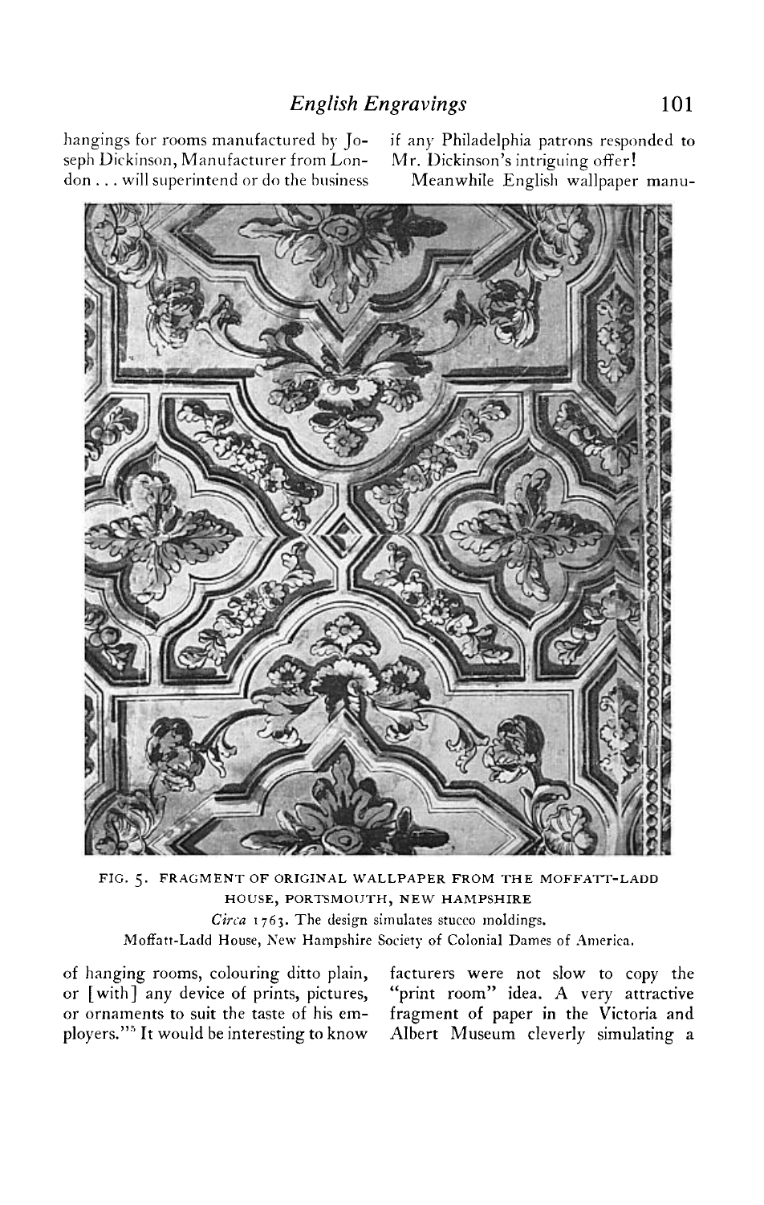hangings for rooms manufactured by Joseph Dickinson, Manufacturer from London . . . will superintend or do the business of hanging rooms, colouring ditto plain, or [with] any device of prints, pictures, or ornaments to suit the taste of his employers."[5] It would be interesting to know if any Philadelphia patrons responded to Mr. Dickinson's intriguing offer!

FIG. 5. FRAGMENT OF ORIGINAL WALLPAPER FROM THE MOFFATT-LADD HOUSE, PORTSMOUTH, NEW HAMPSHIRE

*Circa* 1763. The design simulates stucco moldings.

Moffatt-Ladd House, New Hampshire Society of Colonial Dames of America.

Meanwhile English wallpaper manufacturers were not slow to copy the "print room" idea. A very attractive fragment of paper in the Victoria and Albert Museum cleverly simulating a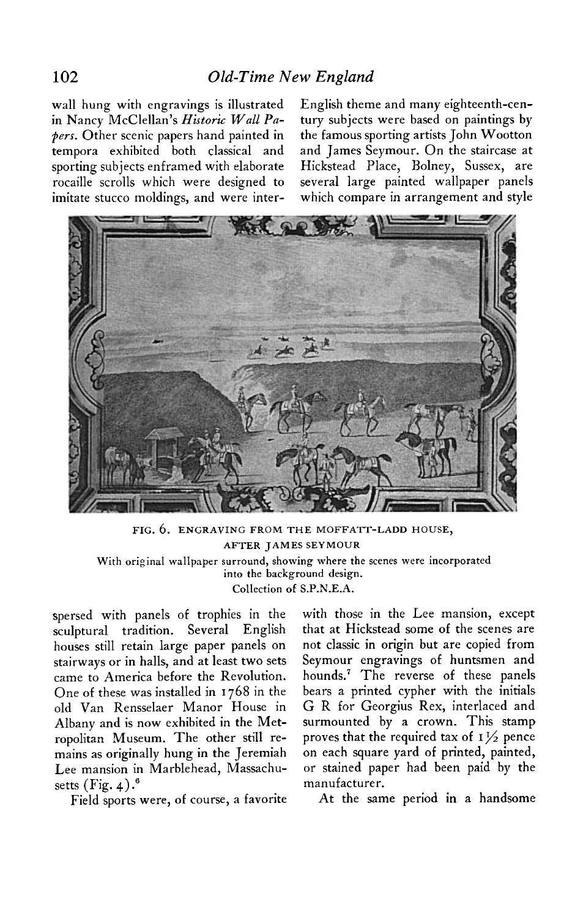wall hung with engravings is illustrated in Nancy McClellan's *Historic Wall Papers*. Other scenic papers hand painted in tempora exhibited both classical and sporting subjects enframed with elaborate rocaille scrolls which were designed to imitate stucco moldings, and were interspersed with panels of trophies in the sculptural tradition. Several English houses still retain large paper panels on stairways or in halls, and at least two sets came to America before the Revolution. One of these was installed in 1768 in the old Van Rensselaer Manor House in Albany and is now exhibited in the Metropolitan Museum. The other still remains as originally hung in the Jeremiah Lee mansion in Marblehead, Massachusetts (Fig. 4).[6]

Field sports were, of course, a favorite English theme and many eighteenth-century subjects were based on paintings by the famous sporting artists John Wootton and James Seymour. On the staircase at Hickstead Place, Bolney, Sussex, are several large painted wallpaper panels which compare in arrangement and style with those in the Lee mansion, except that at Hickstead some of the scenes are not classic in origin but are copied from Seymour engravings of huntsmen and hounds.[7] The reverse of these panels bears a printed cypher with the initials G R for Georgius Rex, interlaced and surmounted by a crown. This stamp proves that the required tax of 1½ pence on each square yard of printed, painted, or stained paper had been paid by the manufacturer.

At the same period in a handsome

FIG. 6. ENGRAVING FROM THE MOFFATT-LADD HOUSE, AFTER JAMES SEYMOUR

With original wallpaper surround, showing where the scenes were incorporated into the background design.

Collection of S.P.N.E.A.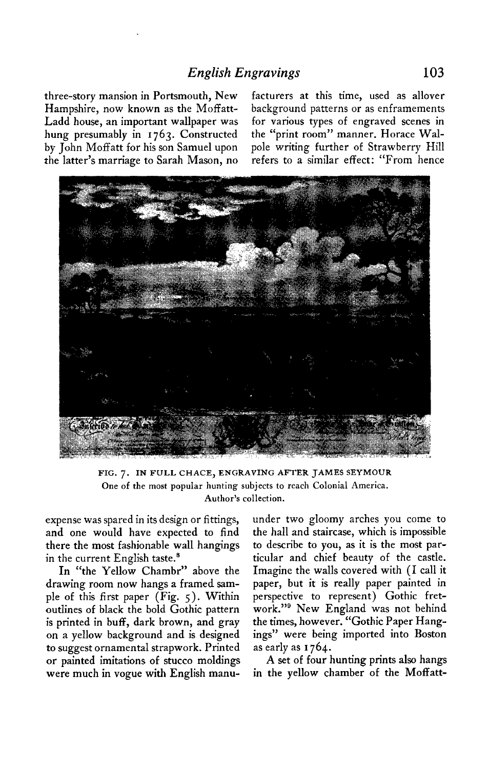three-story mansion in Portsmouth, New Hampshire, now known as the Moffatt-Ladd house, an important wallpaper was hung presumably in 1763. Constructed by John Moffatt for his son Samuel upon the latter's marriage to Sarah Mason, no expense was spared in its design or fittings, and one would have expected to find there the most fashionable wall hangings in the current English taste.[8]

In "the Yellow Chambr" above the drawing room now hangs a framed sample of this first paper (Fig. 5). Within outlines of black the bold Gothic pattern is printed in buff, dark brown, and gray on a yellow background and is designed to suggest ornamental strapwork. Printed or painted imitations of stucco moldings were much in vogue with English manufacturers at this time, used as allover background patterns or as enframements for various types of engraved scenes in the "print room" manner. Horace Walpole writing further of Strawberry Hill refers to a similar effect: "From hence under two gloomy arches you come to the hall and staircase, which is impossible to describe to you, as it is the most particular and chief beauty of the castle. Imagine the walls covered with (I call it paper, but it is really paper painted in perspective to represent) Gothic fretwork."[9] New England was not behind the times, however. "Gothic Paper Hangings" were being imported into Boston as early as 1764.

FIG. 7. IN FULL CHACE, ENGRAVING AFTER JAMES SEYMOUR
One of the most popular hunting subjects to reach Colonial America.
Author's collection.

A set of four hunting prints also hangs in the yellow chamber of the Moffatt-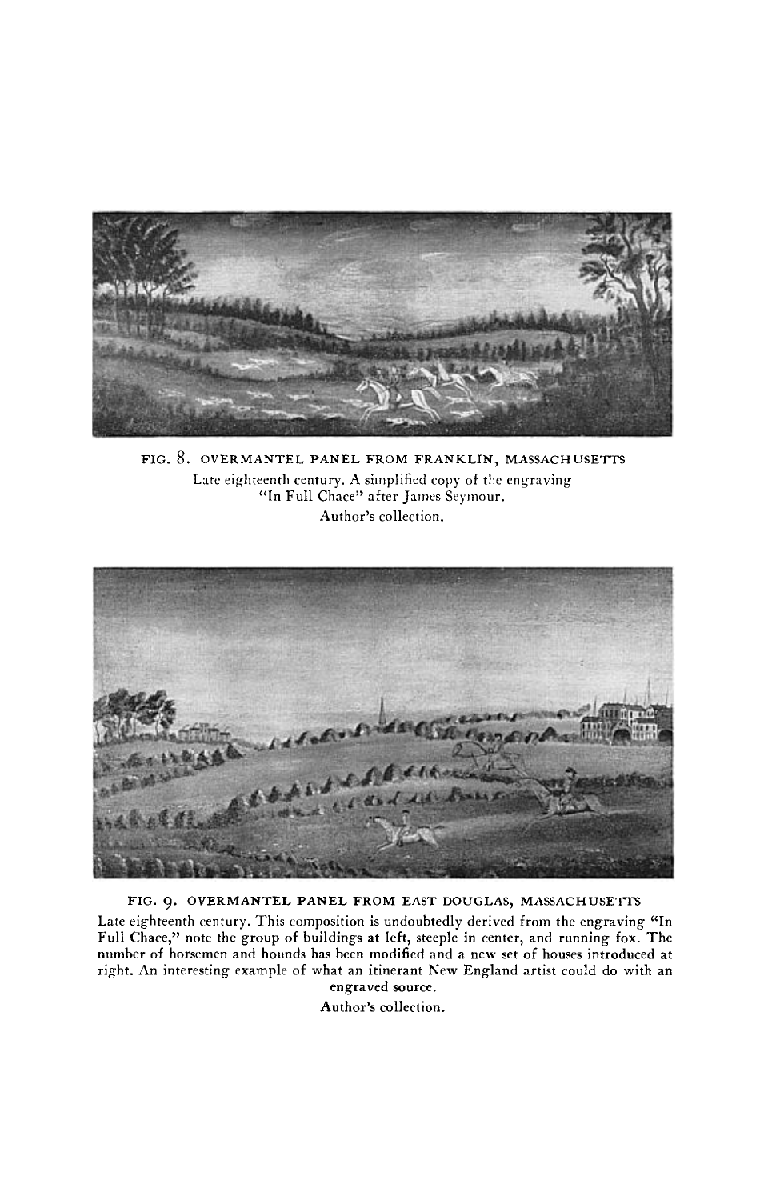FIG. 8. OVERMANTEL PANEL FROM FRANKLIN, MASSACHUSETTS

Late eighteenth century. A simplified copy of the engraving "In Full Chace" after James Seymour.

Author's collection.

FIG. 9. OVERMANTEL PANEL FROM EAST DOUGLAS, MASSACHUSETTS

Late eighteenth century. This composition is undoubtedly derived from the engraving "In Full Chace," note the group of buildings at left, steeple in center, and running fox. The number of horsemen and hounds has been modified and a new set of houses introduced at right. An interesting example of what an itinerant New England artist could do with an engraved source.

Author's collection.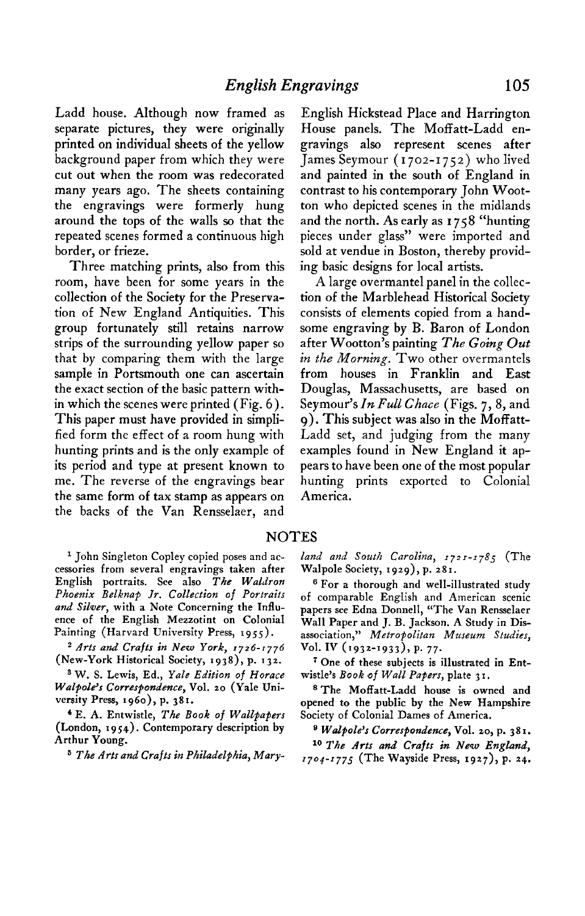Ladd house. Although now framed as separate pictures, they were originally printed on individual sheets of the yellow background paper from which they were cut out when the room was redecorated many years ago. The sheets containing the engravings were formerly hung around the tops of the walls so that the repeated scenes formed a continuous high border, or frieze.

Three matching prints, also from this room, have been for some years in the collection of the Society for the Preservation of New England Antiquities. This group fortunately still retains narrow strips of the surrounding yellow paper so that by comparing them with the large sample in Portsmouth one can ascertain the exact section of the basic pattern within which the scenes were printed (Fig. 6). This paper must have provided in simplified form the effect of a room hung with hunting prints and is the only example of its period and type at present known to me. The reverse of the engravings bear the same form of tax stamp as appears on the backs of the Van Rensselaer, and English Hickstead Place and Harrington House panels. The Moffatt-Ladd engravings also represent scenes after James Seymour (1702-1752) who lived and painted in the south of England in contrast to his contemporary John Wootton who depicted scenes in the midlands and the north. As early as 1758 "hunting pieces under glass" were imported and sold at vendue in Boston, thereby providing basic designs for local artists.

A large overmantel panel in the collection of the Marblehead Historical Society consists of elements copied from a handsome engraving by B. Baron of London after Wootton's painting *The Going Out in the Morning*. Two other overmantels from houses in Franklin and East Douglas, Massachusetts, are based on Seymour's *In Full Chace* (Figs. 7, 8, and 9). This subject was also in the Moffatt-Ladd set, and judging from the many examples found in New England it appears to have been one of the most popular hunting prints exported to Colonial America.

## NOTES

[1] John Singleton Copley copied poses and accessories from several engravings taken after English portraits. See also *The Waldron Phoenix Belknap Jr. Collection of Portraits and Silver*, with a Note Concerning the Influence of the English Mezzotint on Colonial Painting (Harvard University Press, 1955).

[2] *Arts and Crafts in New York, 1726-1776* (New-York Historical Society, 1938), p. 132.

[3] W. S. Lewis, Ed., *Yale Edition of Horace Walpole's Correspondence*, Vol. 20 (Yale University Press, 1960), p. 381.

[4] E. A. Entwistle, *The Book of Wallpapers* (London, 1954). Contemporary description by Arthur Young.

[5] *The Arts and Crafts in Philadelphia, Maryland and South Carolina, 1721-1785* (The Walpole Society, 1929), p. 281.

[6] For a thorough and well-illustrated study of comparable English and American scenic papers see Edna Donnell, "The Van Rensselaer Wall Paper and J. B. Jackson. A Study in Disassociation," *Metropolitan Museum Studies*, Vol. IV (1932-1933), p. 77.

[7] One of these subjects is illustrated in Entwistle's *Book of Wall Papers*, plate 31.

[8] The Moffatt-Ladd house is owned and opened to the public by the New Hampshire Society of Colonial Dames of America.

[9] *Walpole's Correspondence*, Vol. 20, p. 381.

[10] *The Arts and Crafts in New England, 1704-1775* (The Wayside Press, 1927), p. 24.